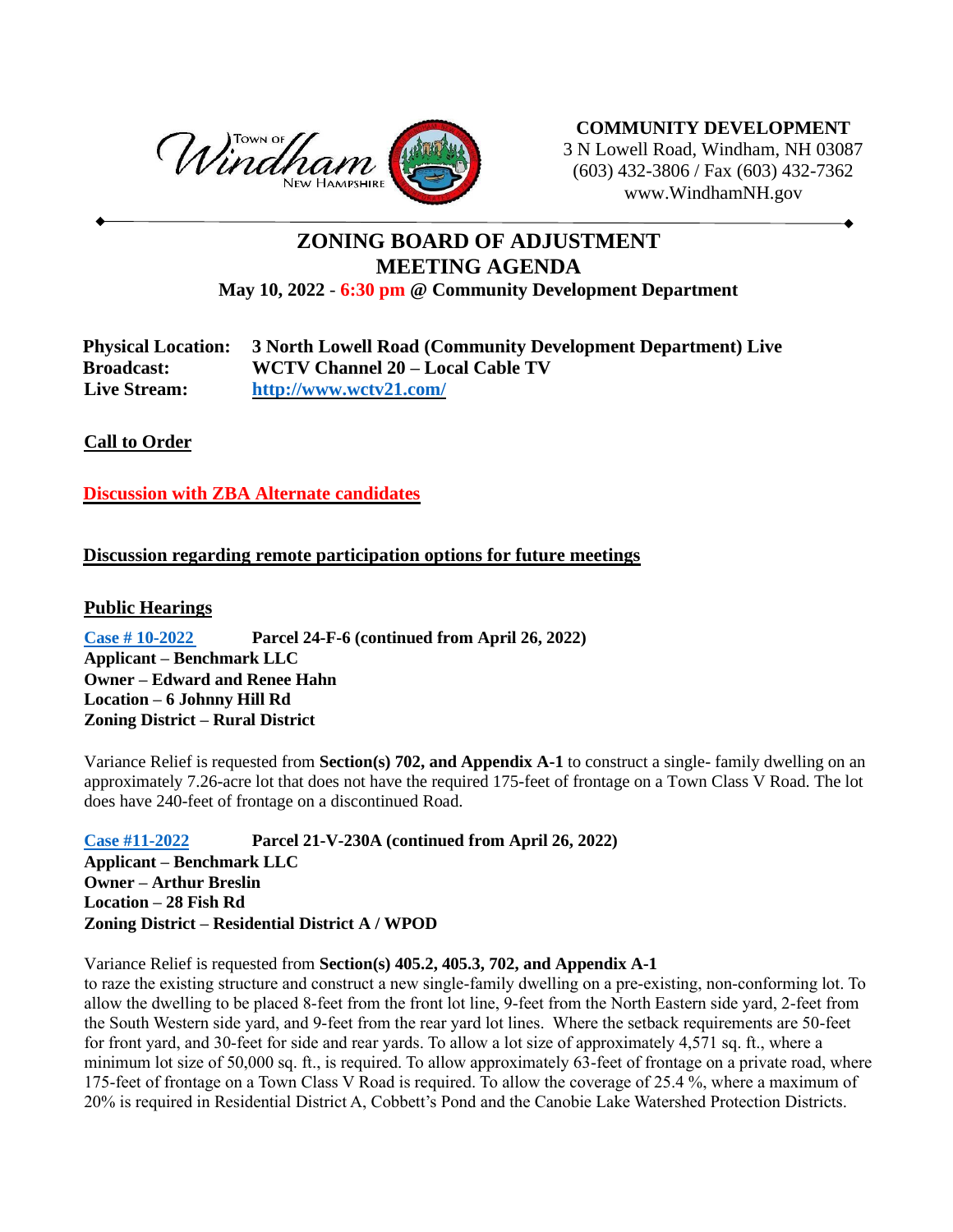Town of Windham New Hampshire

**COMMUNITY DEVELOPMENT**
3 N Lowell Road, Windham, NH 03087
(603) 432-3806 / Fax (603) 432-7362
www.WindhamNH.gov

# ZONING BOARD OF ADJUSTMENT
# MEETING AGENDA

**May 10, 2022 - 6:30 pm @ Community Development Department**

**Physical Location:** **3 North Lowell Road (Community Development Department) Live**
**Broadcast:** **WCTV Channel 20 – Local Cable TV**
**Live Stream:** **[http://www.wctv21.com/](http://www.wctv21.com/)**

## Call to Order

## Discussion with ZBA Alternate candidates

## Discussion regarding remote participation options for future meetings

## Public Hearings

**Case # 10-2022** **Parcel 24-F-6 (continued from April 26, 2022)**
**Applicant – Benchmark LLC**
**Owner – Edward and Renee Hahn**
**Location – 6 Johnny Hill Rd**
**Zoning District – Rural District**

Variance Relief is requested from **Section(s) 702, and Appendix A-1** to construct a single- family dwelling on an approximately 7.26-acre lot that does not have the required 175-feet of frontage on a Town Class V Road. The lot does have 240-feet of frontage on a discontinued Road.

**Case #11-2022** **Parcel 21-V-230A (continued from April 26, 2022)**
**Applicant – Benchmark LLC**
**Owner – Arthur Breslin**
**Location – 28 Fish Rd**
**Zoning District – Residential District A / WPOD**

Variance Relief is requested from **Section(s) 405.2, 405.3, 702, and Appendix A-1**
to raze the existing structure and construct a new single-family dwelling on a pre-existing, non-conforming lot. To allow the dwelling to be placed 8-feet from the front lot line, 9-feet from the North Eastern side yard, 2-feet from the South Western side yard, and 9-feet from the rear yard lot lines. Where the setback requirements are 50-feet for front yard, and 30-feet for side and rear yards. To allow a lot size of approximately 4,571 sq. ft., where a minimum lot size of 50,000 sq. ft., is required. To allow approximately 63-feet of frontage on a private road, where 175-feet of frontage on a Town Class V Road is required. To allow the coverage of 25.4 %, where a maximum of 20% is required in Residential District A, Cobbett's Pond and the Canobie Lake Watershed Protection Districts.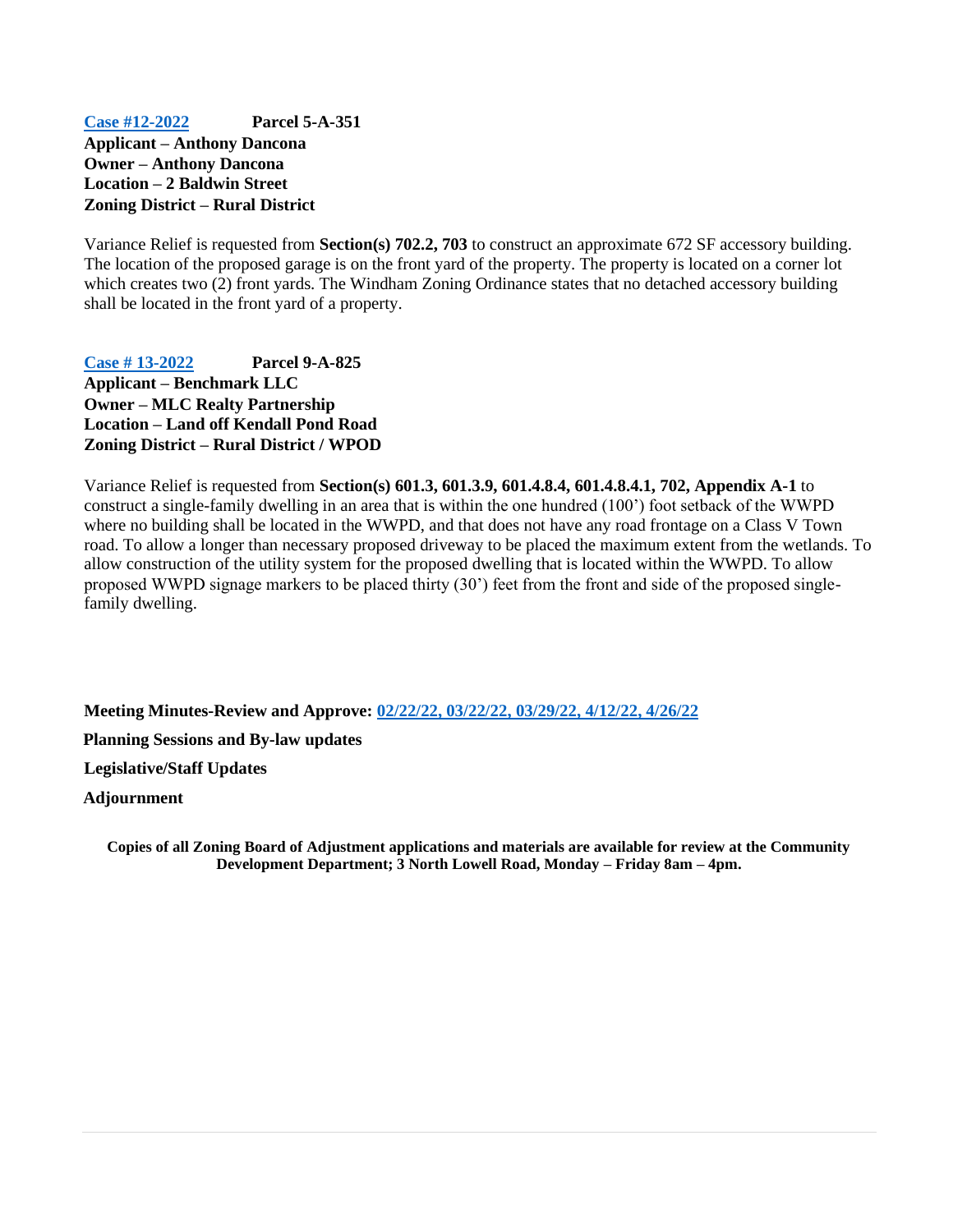**Case #12-2022** **Parcel 5-A-351**
**Applicant – Anthony Dancona**
**Owner – Anthony Dancona**
**Location – 2 Baldwin Street**
**Zoning District – Rural District**

Variance Relief is requested from **Section(s) 702.2, 703** to construct an approximate 672 SF accessory building. The location of the proposed garage is on the front yard of the property. The property is located on a corner lot which creates two (2) front yards. The Windham Zoning Ordinance states that no detached accessory building shall be located in the front yard of a property.

**Case # 13-2022** **Parcel 9-A-825**
**Applicant – Benchmark LLC**
**Owner – MLC Realty Partnership**
**Location – Land off Kendall Pond Road**
**Zoning District – Rural District / WPOD**

Variance Relief is requested from **Section(s) 601.3, 601.3.9, 601.4.8.4, 601.4.8.4.1, 702, Appendix A-1** to construct a single-family dwelling in an area that is within the one hundred (100') foot setback of the WWPD where no building shall be located in the WWPD, and that does not have any road frontage on a Class V Town road. To allow a longer than necessary proposed driveway to be placed the maximum extent from the wetlands. To allow construction of the utility system for the proposed dwelling that is located within the WWPD. To allow proposed WWPD signage markers to be placed thirty (30') feet from the front and side of the proposed single-family dwelling.

**Meeting Minutes-Review and Approve: 02/22/22, 03/22/22, 03/29/22, 4/12/22, 4/26/22**

**Planning Sessions and By-law updates**

**Legislative/Staff Updates**

**Adjournment**

**Copies of all Zoning Board of Adjustment applications and materials are available for review at the Community Development Department; 3 North Lowell Road, Monday – Friday 8am – 4pm.**